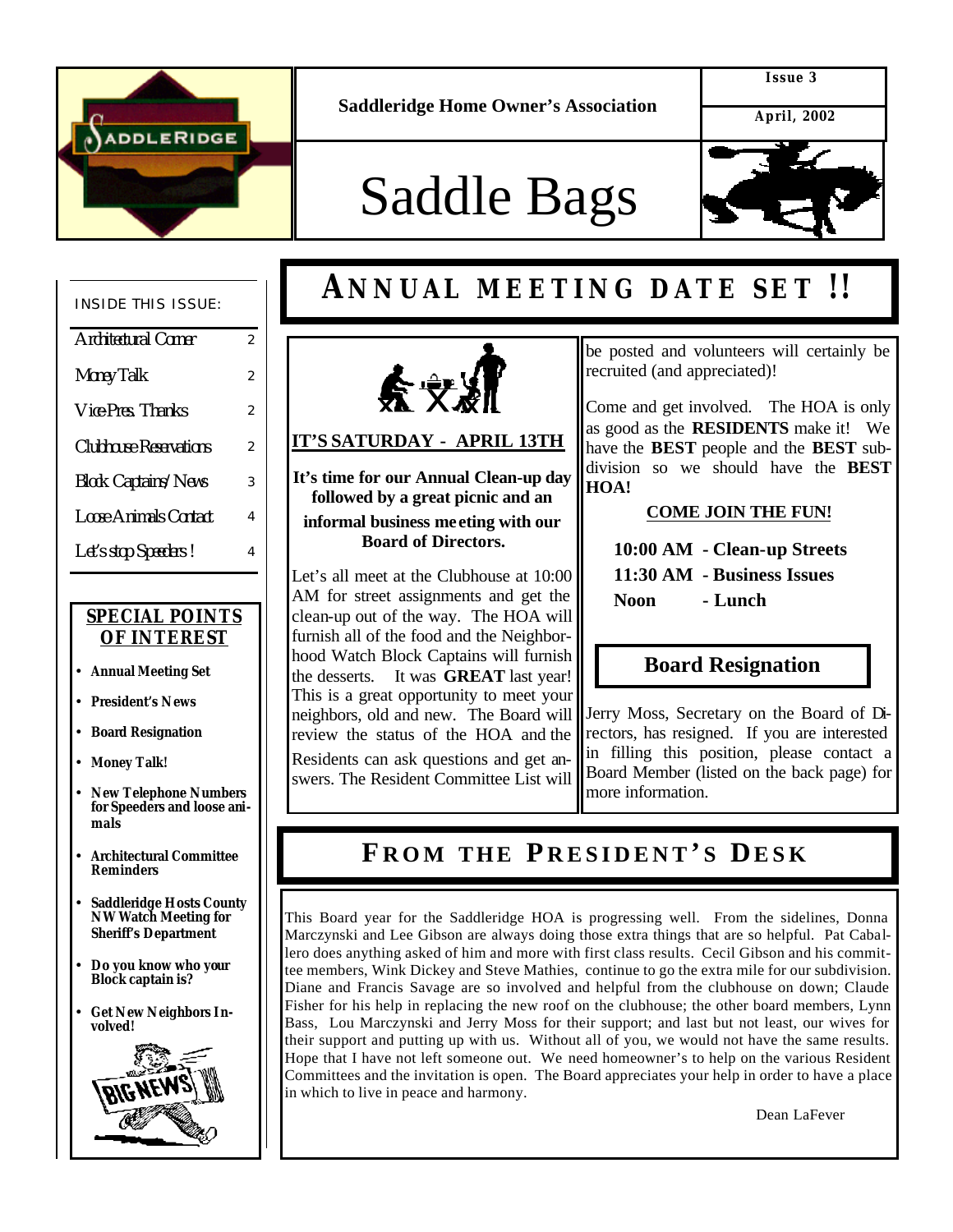Saddleridge Home Owner's Association

Issue 3

April, 2002

# Saddle Bags

INSIDE THIS ISSUE:

| | |
|---|---|
| Architectural Corner | 2 |
| Money Talk | 2 |
| Vice Pres. Thanks | 2 |
| Clubhouse Reservations | 2 |
| Block Captains/News | 3 |
| Loose Animals Contact | 4 |
| Let's stop Speeders! | 4 |

**SPECIAL POINTS OF INTEREST**

- **Annual Meeting Set**
- **President's News**
- **Board Resignation**
- **Money Talk!**
- **New Telephone Numbers for Speeders and loose animals**
- **Architectural Committee Reminders**
- **Saddleridge Hosts County NW Watch Meeting for Sheriff's Department**
- **Do you know who your Block captain is?**
- **Get New Neighbors Involved!**

## ANNUAL MEETING DATE SET !!

**IT'S SATURDAY - APRIL 13TH**

**It's time for our Annual Clean-up day followed by a great picnic and an informal business meeting with our Board of Directors.**

Let's all meet at the Clubhouse at 10:00 AM for street assignments and get the clean-up out of the way. The HOA will furnish all of the food and the Neighborhood Watch Block Captains will furnish the desserts. It was **GREAT** last year! This is a great opportunity to meet your neighbors, old and new. The Board will review the status of the HOA and the Residents can ask questions and get answers. The Resident Committee List will be posted and volunteers will certainly be recruited (and appreciated)!

Come and get involved. The HOA is only as good as the **RESIDENTS** make it! We have the **BEST** people and the **BEST** subdivision so we should have the **BEST HOA!**

**COME JOIN THE FUN!**

**10:00 AM - Clean-up Streets**
**11:30 AM - Business Issues**
**Noon - Lunch**

### Board Resignation

Jerry Moss, Secretary on the Board of Directors, has resigned. If you are interested in filling this position, please contact a Board Member (listed on the back page) for more information.

## FROM THE PRESIDENT'S DESK

This Board year for the Saddleridge HOA is progressing well. From the sidelines, Donna Marczynski and Lee Gibson are always doing those extra things that are so helpful. Pat Caballero does anything asked of him and more with first class results. Cecil Gibson and his committee members, Wink Dickey and Steve Mathies, continue to go the extra mile for our subdivision. Diane and Francis Savage are so involved and helpful from the clubhouse on down; Claude Fisher for his help in replacing the new roof on the clubhouse; the other board members, Lynn Bass, Lou Marczynski and Jerry Moss for their support; and last but not least, our wives for their support and putting up with us. Without all of you, we would not have the same results. Hope that I have not left someone out. We need homeowner's to help on the various Resident Committees and the invitation is open. The Board appreciates your help in order to have a place in which to live in peace and harmony.

Dean LaFever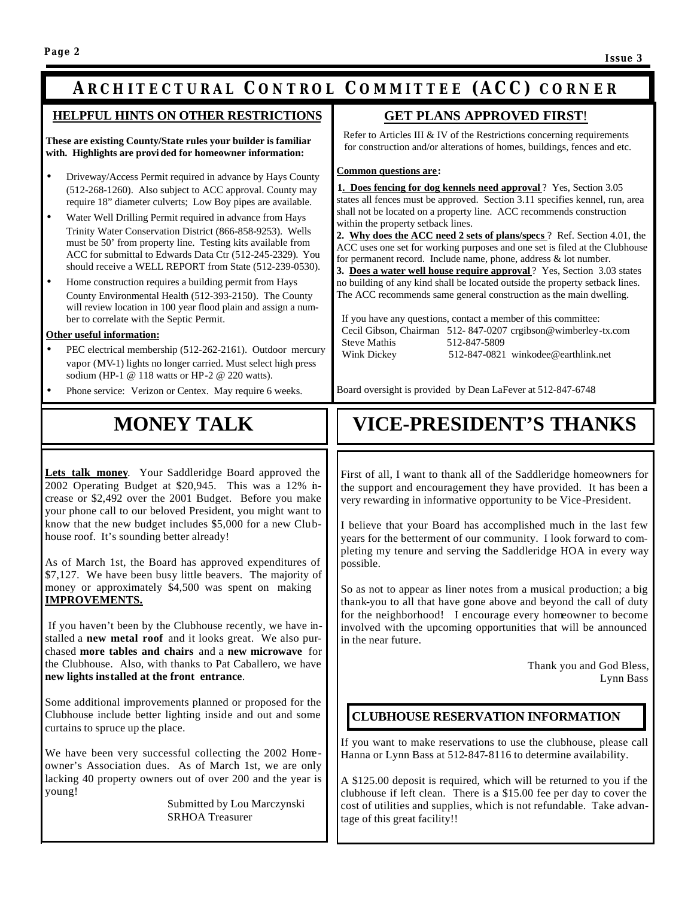# ARCHITECTURAL CONTROL COMMITTEE (ACC) CORNER

## HELPFUL HINTS ON OTHER RESTRICTIONS

**These are existing County/State rules your builder is familiar with. Highlights are provided for homeowner information:**

- Driveway/Access Permit required in advance by Hays County (512-268-1260). Also subject to ACC approval. County may require 18" diameter culverts; Low Boy pipes are available.
- Water Well Drilling Permit required in advance from Hays Trinity Water Conservation District (866-858-9253). Wells must be 50' from property line. Testing kits available from ACC for submittal to Edwards Data Ctr (512-245-2329). You should receive a WELL REPORT from State (512-239-0530).
- Home construction requires a building permit from Hays County Environmental Health (512-393-2150). The County will review location in 100 year flood plain and assign a number to correlate with the Septic Permit.

**Other useful information:**

- PEC electrical membership (512-262-2161). Outdoor mercury vapor (MV-1) lights no longer carried. Must select high press sodium (HP-1 @ 118 watts or HP-2 @ 220 watts).
- Phone service: Verizon or Centex. May require 6 weeks.

## GET PLANS APPROVED FIRST!

Refer to Articles III & IV of the Restrictions concerning requirements for construction and/or alterations of homes, buildings, fences and etc.

**Common questions are:**

**1. Does fencing for dog kennels need approval?** Yes, Section 3.05 states all fences must be approved. Section 3.11 specifies kennel, run, area shall not be located on a property line. ACC recommends construction within the property setback lines.

**2. Why does the ACC need 2 sets of plans/specs?** Ref. Section 4.01, the ACC uses one set for working purposes and one set is filed at the Clubhouse for permanent record. Include name, phone, address & lot number.

**3. Does a water well house require approval?** Yes, Section 3.03 states no building of any kind shall be located outside the property setback lines. The ACC recommends same general construction as the main dwelling.

If you have any questions, contact a member of this committee:

Cecil Gibson, Chairman 512- 847-0207 crgibson@wimberley-tx.com
Steve Mathis 512-847-5809
Wink Dickey 512-847-0821 winkodee@earthlink.net

Board oversight is provided by Dean LaFever at 512-847-6748

# MONEY TALK

**Lets talk money**. Your Saddleridge Board approved the 2002 Operating Budget at $20,945. This was a 12% increase or $2,492 over the 2001 Budget. Before you make your phone call to our beloved President, you might want to know that the new budget includes $5,000 for a new Clubhouse roof. It's sounding better already!

As of March 1st, the Board has approved expenditures of $7,127. We have been busy little beavers. The majority of money or approximately $4,500 was spent on making **IMPROVEMENTS.**

If you haven't been by the Clubhouse recently, we have installed a **new metal roof** and it looks great. We also purchased **more tables and chairs** and a **new microwave** for the Clubhouse. Also, with thanks to Pat Caballero, we have **new lights installed at the front entrance**.

Some additional improvements planned or proposed for the Clubhouse include better lighting inside and out and some curtains to spruce up the place.

We have been very successful collecting the 2002 Homeowner's Association dues. As of March 1st, we are only lacking 40 property owners out of over 200 and the year is young!

Submitted by Lou Marczynski
SRHOA Treasurer

# VICE-PRESIDENT'S THANKS

First of all, I want to thank all of the Saddleridge homeowners for the support and encouragement they have provided. It has been a very rewarding in informative opportunity to be Vice-President.

I believe that your Board has accomplished much in the last few years for the betterment of our community. I look forward to completing my tenure and serving the Saddleridge HOA in every way possible.

So as not to appear as liner notes from a musical production; a big thank-you to all that have gone above and beyond the call of duty for the neighborhood! I encourage every homeowner to become involved with the upcoming opportunities that will be announced in the near future.

Thank you and God Bless,
Lynn Bass

## CLUBHOUSE RESERVATION INFORMATION

If you want to make reservations to use the clubhouse, please call Hanna or Lynn Bass at 512-847-8116 to determine availability.

A $125.00 deposit is required, which will be returned to you if the clubhouse if left clean. There is a $15.00 fee per day to cover the cost of utilities and supplies, which is not refundable. Take advantage of this great facility!!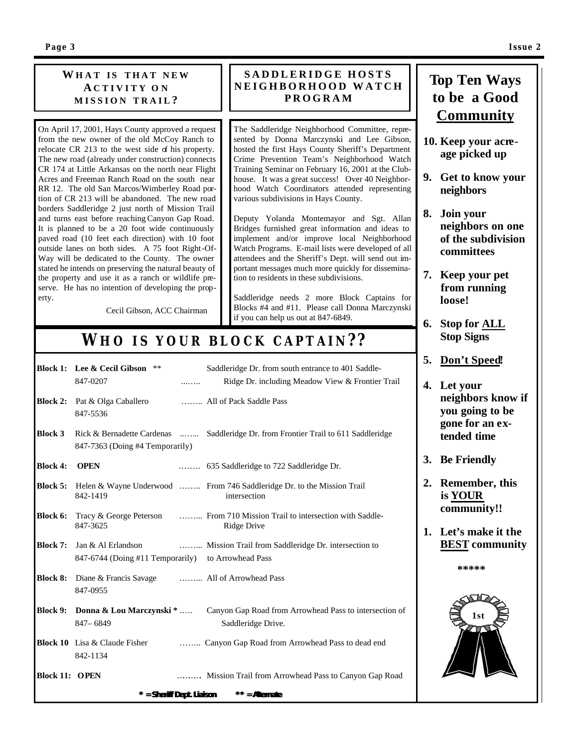## What is that new Activity on Mission Trail?

On April 17, 2001, Hays County approved a request from the new owner of the old McCoy Ranch to relocate CR 213 to the west side of his property. The new road (already under construction) connects CR 174 at Little Arkansas on the north near Flight Acres and Freeman Ranch Road on the south near RR 12. The old San Marcos/Wimberley Road portion of CR 213 will be abandoned. The new road borders Saddleridge 2 just north of Mission Trail and turns east before reaching Canyon Gap Road. It is planned to be a 20 foot wide continuously paved road (10 feet each direction) with 10 foot outside lanes on both sides. A 75 foot Right-Of-Way will be dedicated to the County. The owner stated he intends on preserving the natural beauty of the property and use it as a ranch or wildlife preserve. He has no intention of developing the property.

Cecil Gibson, ACC Chairman

## Saddleridge Hosts Neighborhood Watch Program

The Saddleridge Neighborhood Committee, represented by Donna Marczynski and Lee Gibson, hosted the first Hays County Sheriff's Department Crime Prevention Team's Neighborhood Watch Training Seminar on February 16, 2001 at the Clubhouse. It was a great success! Over 40 Neighborhood Watch Coordinators attended representing various subdivisions in Hays County.

Deputy Yolanda Montemayor and Sgt. Allan Bridges furnished great information and ideas to implement and/or improve local Neighborhood Watch Programs. E-mail lists were developed of all attendees and the Sheriff's Dept. will send out important messages much more quickly for dissemination to residents in these subdivisions.

Saddleridge needs 2 more Block Captains for Blocks #4 and #11. Please call Donna Marczynski if you can help us out at 847-6849.

## Who is your Block Captain??

| Block | Captain | Area |
|---|---|---|
| **Block 1:** | **Lee & Cecil Gibson** ** 847-0207 | Saddleridge Dr. from south entrance to 401 Saddle-Ridge Dr. including Meadow View & Frontier Trail |
| **Block 2:** | Pat & Olga Caballero 847-5536 | All of Pack Saddle Pass |
| **Block 3** | Rick & Bernadette Cardenas 847-7363 (Doing #4 Temporarily) | Saddleridge Dr. from Frontier Trail to 611 Saddleridge |
| **Block 4:** | **OPEN** | 635 Saddleridge to 722 Saddleridge Dr. |
| **Block 5:** | Helen & Wayne Underwood 842-1419 | From 746 Saddleridge Dr. to the Mission Trail intersection |
| **Block 6:** | Tracy & George Peterson 847-3625 | From 710 Mission Trail to intersection with Saddle-Ridge Drive |
| **Block 7:** | Jan & Al Erlandson 847-6744 (Doing #11 Temporarily) | Mission Trail from Saddleridge Dr. intersection to to Arrowhead Pass |
| **Block 8:** | Diane & Francis Savage 847-0955 | All of Arrowhead Pass |
| **Block 9:** | **Donna & Lou Marczynski** * 847– 6849 | Canyon Gap Road from Arrowhead Pass to intersection of Saddleridge Drive. |
| **Block 10** | Lisa & Claude Fisher 842-1134 | Canyon Gap Road from Arrowhead Pass to dead end |
| **Block 11:** | **OPEN** | Mission Trail from Arrowhead Pass to Canyon Gap Road |

**\* = Sheriff Dept. Liaison ** = Alternate**

## Top Ten Ways to be a Good Community

10. **Keep your acreage picked up**
9. **Get to know your neighbors**
8. **Join your neighbors on one of the subdivision committees**
7. **Keep your pet from running loose!**
6. **Stop for ALL Stop Signs**
5. **Don't Speed!**
4. **Let your neighbors know if you going to be gone for an extended time**
3. **Be Friendly**
2. **Remember, this is YOUR community!!**
1. **Let's make it the BEST community**

*****

1st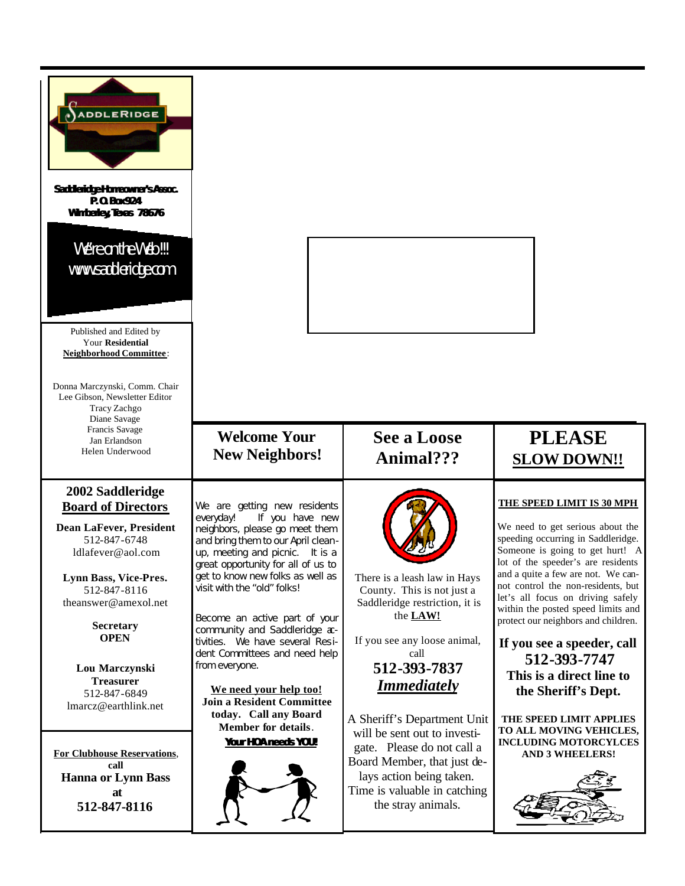SADDLERIDGE

**Saddleridge Homeowner's Assoc.**
**P.O. Box 924**
**Wimberley, Texas 78676**

We're on the Web!!!
www.saddleridge.com

Published and Edited by
Your **Residential**
**Neighborhood Committee**:

Donna Marczynski, Comm. Chair
Lee Gibson, Newsletter Editor
Tracy Zachgo
Diane Savage
Francis Savage
Jan Erlandson
Helen Underwood

## 2002 Saddleridge Board of Directors

**Dean LaFever, President**
512-847-6748
ldlafever@aol.com

**Lynn Bass, Vice-Pres.**
512-847-8116
theanswer@amexol.net

**Secretary**
**OPEN**

**Lou Marczynski**
**Treasurer**
512-847-6849
lmarcz@earthlink.net

**For Clubhouse Reservations**, call
**Hanna or Lynn Bass at 512-847-8116**

## Welcome Your New Neighbors!

We are getting new residents everyday! If you have new neighbors, please go meet them and bring them to our April clean-up, meeting and picnic. It is a great opportunity for all of us to get to know new folks as well as visit with the "old" folks!

Become an active part of your community and Saddleridge activities. We have several Resident Committees and need help from everyone.

**We need your help too!**
**Join a Resident Committee today. Call any Board Member for details.**

**Your HOA needs YOU!**

## See a Loose Animal???

There is a leash law in Hays County. This is not just a Saddleridge restriction, it is the **LAW!**

If you see any loose animal, call

**512-393-7837**
***Immediately***

A Sheriff's Department Unit will be sent out to investigate. Please do not call a Board Member, that just delays action being taken. Time is valuable in catching the stray animals.

## PLEASE SLOW DOWN!!

**THE SPEED LIMIT IS 30 MPH**

We need to get serious about the speeding occurring in Saddleridge. Someone is going to get hurt! A lot of the speeder's are residents and a quite a few are not. We cannot control the non-residents, but let's all focus on driving safely within the posted speed limits and protect our neighbors and children.

**If you see a speeder, call 512-393-7747**
**This is a direct line to the Sheriff's Dept.**

**THE SPEED LIMIT APPLIES TO ALL MOVING VEHICLES, INCLUDING MOTORCYLCES AND 3 WHEELERS!**